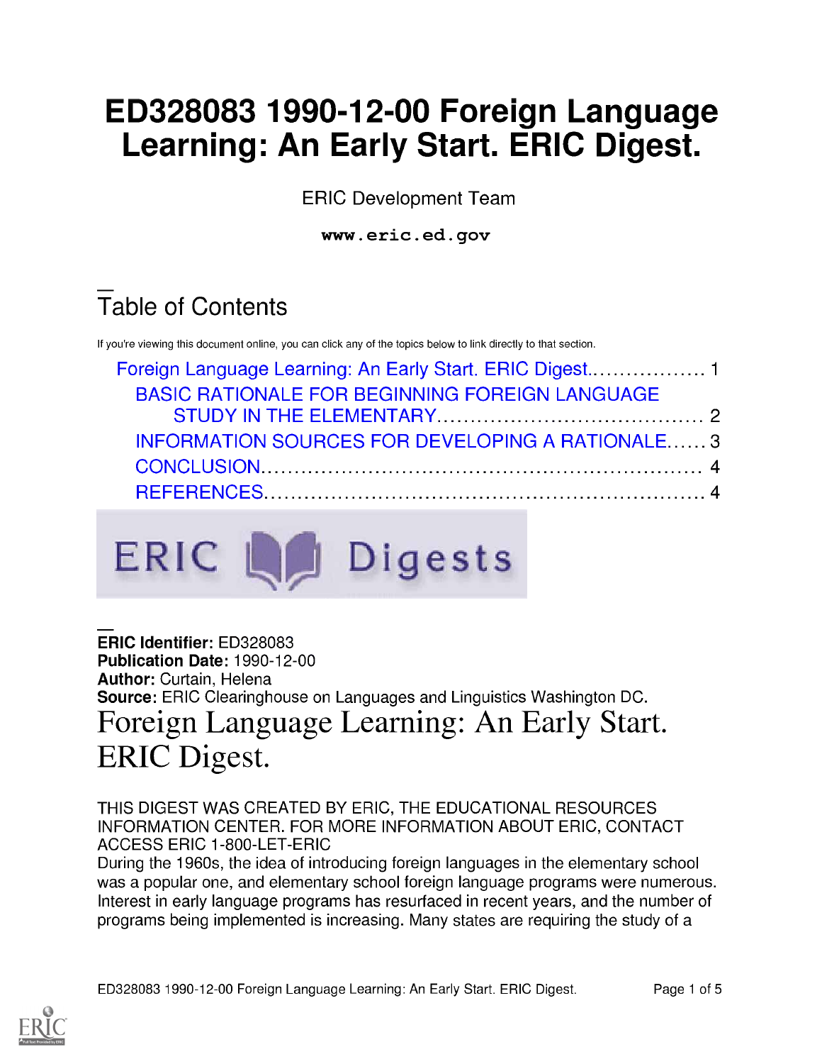# ED328083 1990-12-00 Foreign Language Learning: An Early Start. ERIC Digest.

ERIC Development Team

**www.eric.ed.gov**

## Table of Contents

If you're viewing this document online, you can click any of the topics below to link directly to that section.

- Foreign Language Learning: An Early Start. ERIC Digest.................. 1
  - BASIC RATIONALE FOR BEGINNING FOREIGN LANGUAGE STUDY IN THE ELEMENTARY........................................ 2
  - INFORMATION SOURCES FOR DEVELOPING A RATIONALE...... 3
  - CONCLUSION.................................................................. 4
  - REFERENCES.................................................................. 4

**ERIC Identifier:** ED328083
**Publication Date:** 1990-12-00
**Author:** Curtain, Helena
**Source:** ERIC Clearinghouse on Languages and Linguistics Washington DC.

# Foreign Language Learning: An Early Start. ERIC Digest.

THIS DIGEST WAS CREATED BY ERIC, THE EDUCATIONAL RESOURCES INFORMATION CENTER. FOR MORE INFORMATION ABOUT ERIC, CONTACT ACCESS ERIC 1-800-LET-ERIC

During the 1960s, the idea of introducing foreign languages in the elementary school was a popular one, and elementary school foreign language programs were numerous. Interest in early language programs has resurfaced in recent years, and the number of programs being implemented is increasing. Many states are requiring the study of a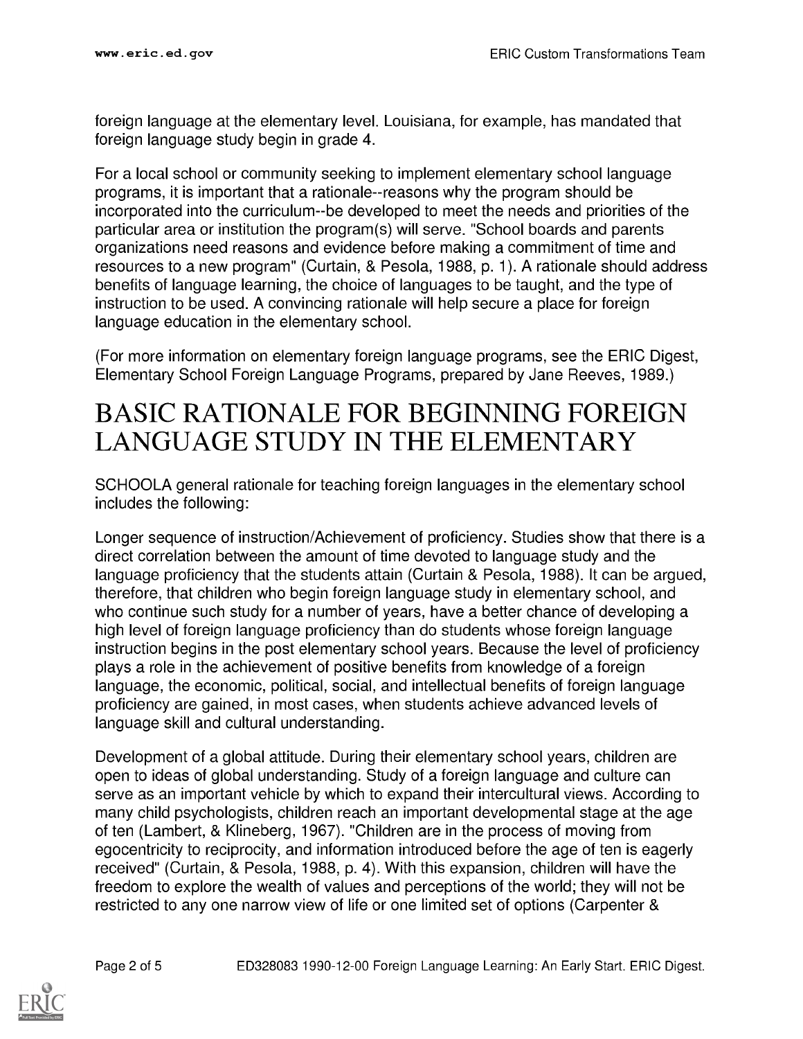foreign language at the elementary level. Louisiana, for example, has mandated that foreign language study begin in grade 4.

For a local school or community seeking to implement elementary school language programs, it is important that a rationale--reasons why the program should be incorporated into the curriculum--be developed to meet the needs and priorities of the particular area or institution the program(s) will serve. "School boards and parents organizations need reasons and evidence before making a commitment of time and resources to a new program" (Curtain, & Pesola, 1988, p. 1). A rationale should address benefits of language learning, the choice of languages to be taught, and the type of instruction to be used. A convincing rationale will help secure a place for foreign language education in the elementary school.

(For more information on elementary foreign language programs, see the ERIC Digest, Elementary School Foreign Language Programs, prepared by Jane Reeves, 1989.)

# BASIC RATIONALE FOR BEGINNING FOREIGN LANGUAGE STUDY IN THE ELEMENTARY

SCHOOLA general rationale for teaching foreign languages in the elementary school includes the following:

Longer sequence of instruction/Achievement of proficiency. Studies show that there is a direct correlation between the amount of time devoted to language study and the language proficiency that the students attain (Curtain & Pesola, 1988). It can be argued, therefore, that children who begin foreign language study in elementary school, and who continue such study for a number of years, have a better chance of developing a high level of foreign language proficiency than do students whose foreign language instruction begins in the post elementary school years. Because the level of proficiency plays a role in the achievement of positive benefits from knowledge of a foreign language, the economic, political, social, and intellectual benefits of foreign language proficiency are gained, in most cases, when students achieve advanced levels of language skill and cultural understanding.

Development of a global attitude. During their elementary school years, children are open to ideas of global understanding. Study of a foreign language and culture can serve as an important vehicle by which to expand their intercultural views. According to many child psychologists, children reach an important developmental stage at the age of ten (Lambert, & Klineberg, 1967). "Children are in the process of moving from egocentricity to reciprocity, and information introduced before the age of ten is eagerly received" (Curtain, & Pesola, 1988, p. 4). With this expansion, children will have the freedom to explore the wealth of values and perceptions of the world; they will not be restricted to any one narrow view of life or one limited set of options (Carpenter &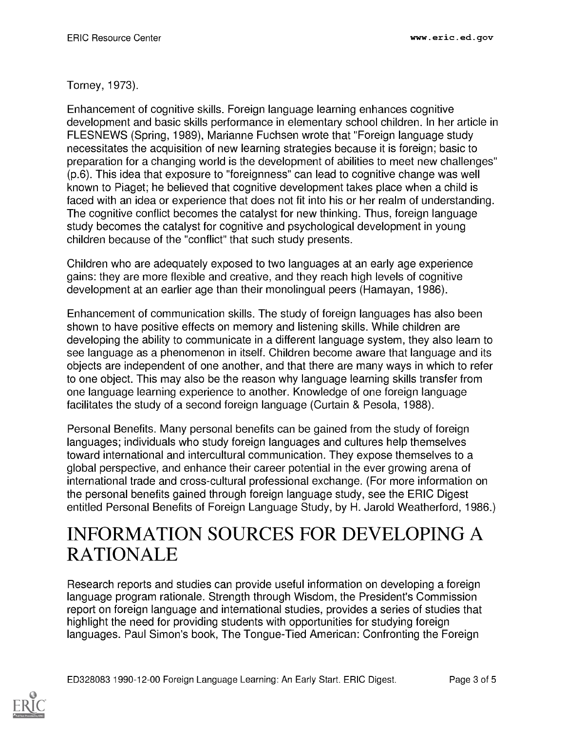Torney, 1973).

Enhancement of cognitive skills. Foreign language learning enhances cognitive development and basic skills performance in elementary school children. In her article in FLESNEWS (Spring, 1989), Marianne Fuchsen wrote that "Foreign language study necessitates the acquisition of new learning strategies because it is foreign; basic to preparation for a changing world is the development of abilities to meet new challenges" (p.6). This idea that exposure to "foreignness" can lead to cognitive change was well known to Piaget; he believed that cognitive development takes place when a child is faced with an idea or experience that does not fit into his or her realm of understanding. The cognitive conflict becomes the catalyst for new thinking. Thus, foreign language study becomes the catalyst for cognitive and psychological development in young children because of the "conflict" that such study presents.

Children who are adequately exposed to two languages at an early age experience gains: they are more flexible and creative, and they reach high levels of cognitive development at an earlier age than their monolingual peers (Hamayan, 1986).

Enhancement of communication skills. The study of foreign languages has also been shown to have positive effects on memory and listening skills. While children are developing the ability to communicate in a different language system, they also learn to see language as a phenomenon in itself. Children become aware that language and its objects are independent of one another, and that there are many ways in which to refer to one object. This may also be the reason why language learning skills transfer from one language learning experience to another. Knowledge of one foreign language facilitates the study of a second foreign language (Curtain & Pesola, 1988).

Personal Benefits. Many personal benefits can be gained from the study of foreign languages; individuals who study foreign languages and cultures help themselves toward international and intercultural communication. They expose themselves to a global perspective, and enhance their career potential in the ever growing arena of international trade and cross-cultural professional exchange. (For more information on the personal benefits gained through foreign language study, see the ERIC Digest entitled Personal Benefits of Foreign Language Study, by H. Jarold Weatherford, 1986.)

# INFORMATION SOURCES FOR DEVELOPING A RATIONALE

Research reports and studies can provide useful information on developing a foreign language program rationale. Strength through Wisdom, the President's Commission report on foreign language and international studies, provides a series of studies that highlight the need for providing students with opportunities for studying foreign languages. Paul Simon's book, The Tongue-Tied American: Confronting the Foreign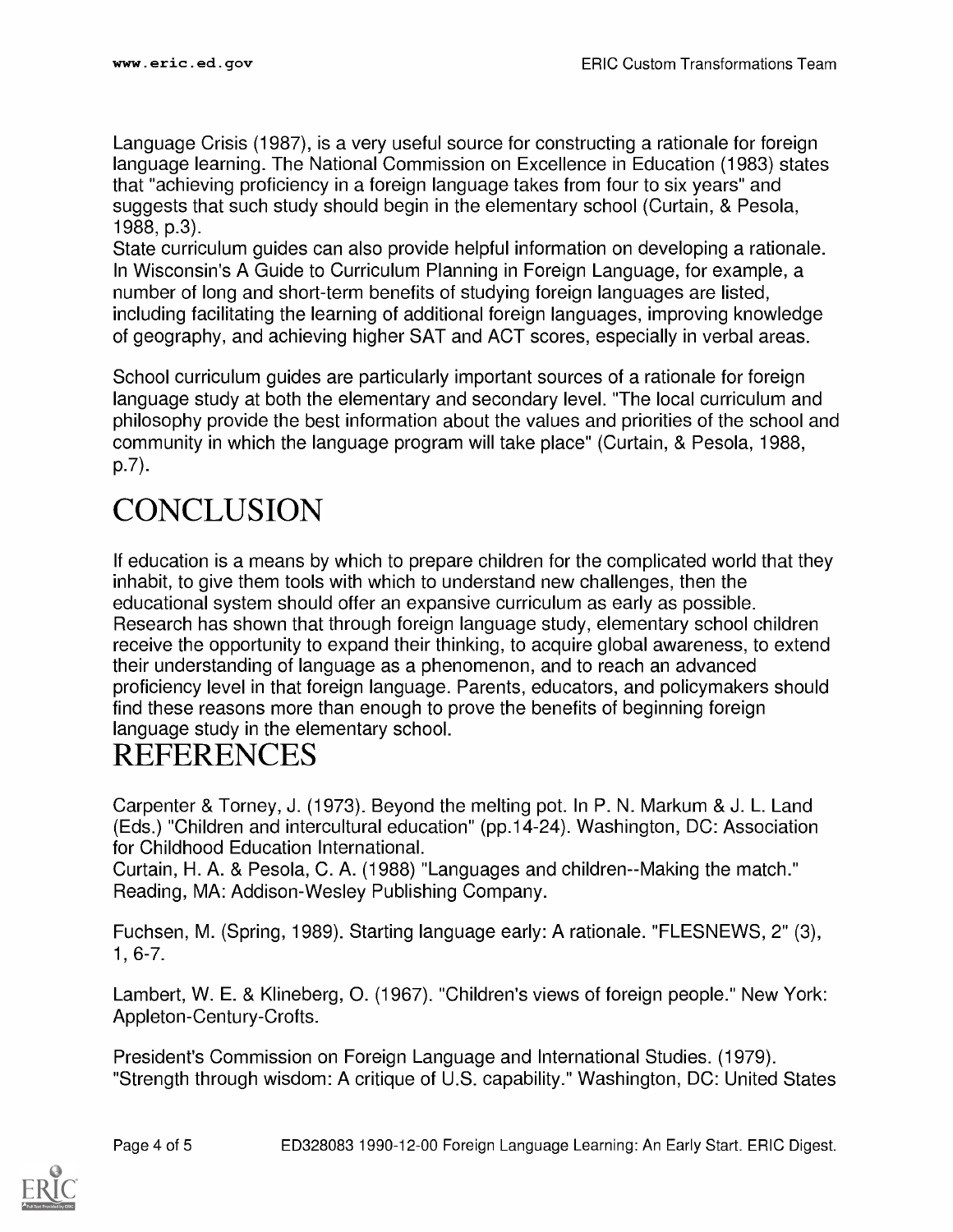Language Crisis (1987), is a very useful source for constructing a rationale for foreign language learning. The National Commission on Excellence in Education (1983) states that "achieving proficiency in a foreign language takes from four to six years" and suggests that such study should begin in the elementary school (Curtain, & Pesola, 1988, p.3).
State curriculum guides can also provide helpful information on developing a rationale. In Wisconsin's A Guide to Curriculum Planning in Foreign Language, for example, a number of long and short-term benefits of studying foreign languages are listed, including facilitating the learning of additional foreign languages, improving knowledge of geography, and achieving higher SAT and ACT scores, especially in verbal areas.

School curriculum guides are particularly important sources of a rationale for foreign language study at both the elementary and secondary level. "The local curriculum and philosophy provide the best information about the values and priorities of the school and community in which the language program will take place" (Curtain, & Pesola, 1988, p.7).

# CONCLUSION

If education is a means by which to prepare children for the complicated world that they inhabit, to give them tools with which to understand new challenges, then the educational system should offer an expansive curriculum as early as possible. Research has shown that through foreign language study, elementary school children receive the opportunity to expand their thinking, to acquire global awareness, to extend their understanding of language as a phenomenon, and to reach an advanced proficiency level in that foreign language. Parents, educators, and policymakers should find these reasons more than enough to prove the benefits of beginning foreign language study in the elementary school.

# REFERENCES

Carpenter & Torney, J. (1973). Beyond the melting pot. In P. N. Markum & J. L. Land (Eds.) "Children and intercultural education" (pp.14-24). Washington, DC: Association for Childhood Education International.
Curtain, H. A. & Pesola, C. A. (1988) "Languages and children--Making the match." Reading, MA: Addison-Wesley Publishing Company.

Fuchsen, M. (Spring, 1989). Starting language early: A rationale. "FLESNEWS, 2" (3), 1, 6-7.

Lambert, W. E. & Klineberg, O. (1967). "Children's views of foreign people." New York: Appleton-Century-Crofts.

President's Commission on Foreign Language and International Studies. (1979). "Strength through wisdom: A critique of U.S. capability." Washington, DC: United States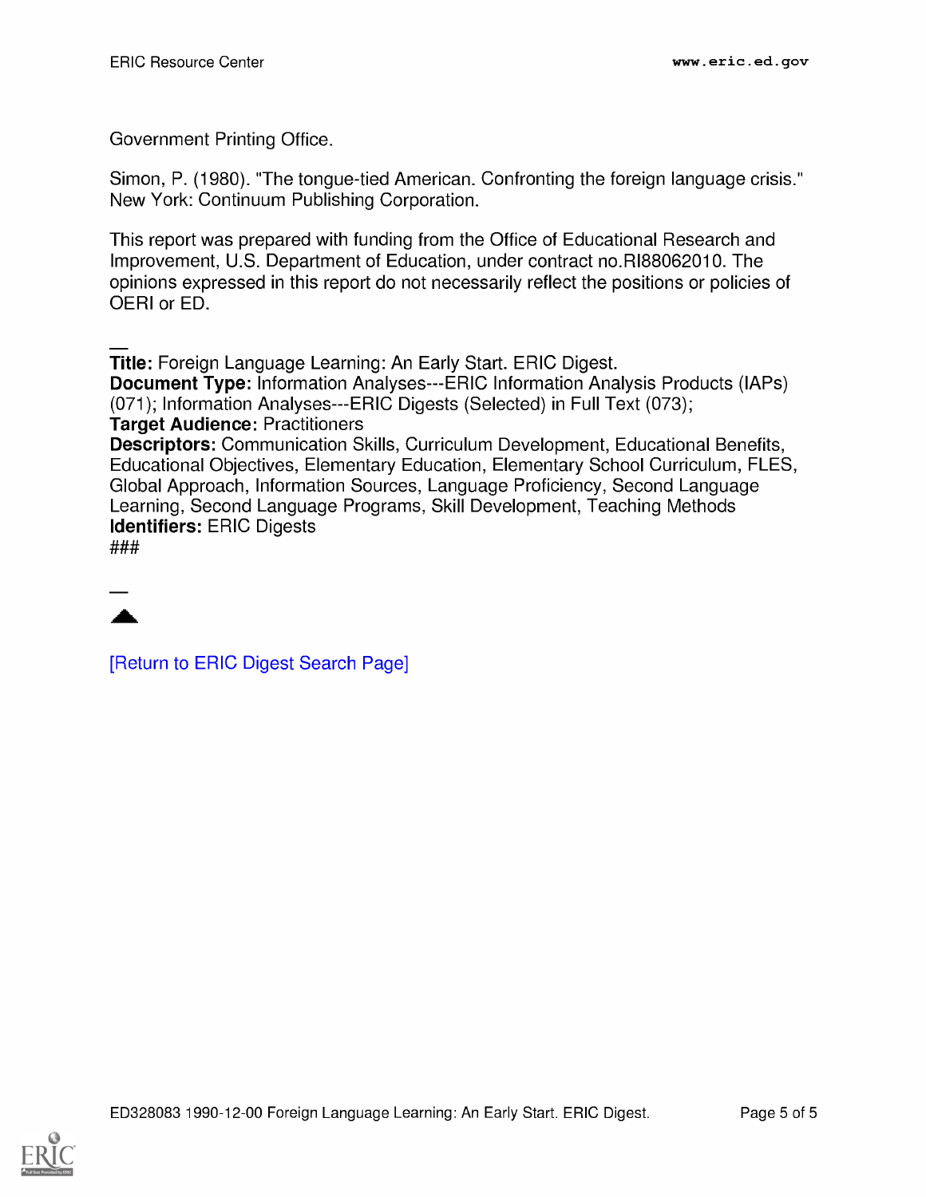Government Printing Office.

Simon, P. (1980). "The tongue-tied American. Confronting the foreign language crisis." New York: Continuum Publishing Corporation.

This report was prepared with funding from the Office of Educational Research and Improvement, U.S. Department of Education, under contract no.RI88062010. The opinions expressed in this report do not necessarily reflect the positions or policies of OERI or ED.

---

**Title:** Foreign Language Learning: An Early Start. ERIC Digest.
**Document Type:** Information Analyses---ERIC Information Analysis Products (IAPs) (071); Information Analyses---ERIC Digests (Selected) in Full Text (073);
**Target Audience:** Practitioners
**Descriptors:** Communication Skills, Curriculum Development, Educational Benefits, Educational Objectives, Elementary Education, Elementary School Curriculum, FLES, Global Approach, Information Sources, Language Proficiency, Second Language Learning, Second Language Programs, Skill Development, Teaching Methods
**Identifiers:** ERIC Digests
###

---

[Return to ERIC Digest Search Page]